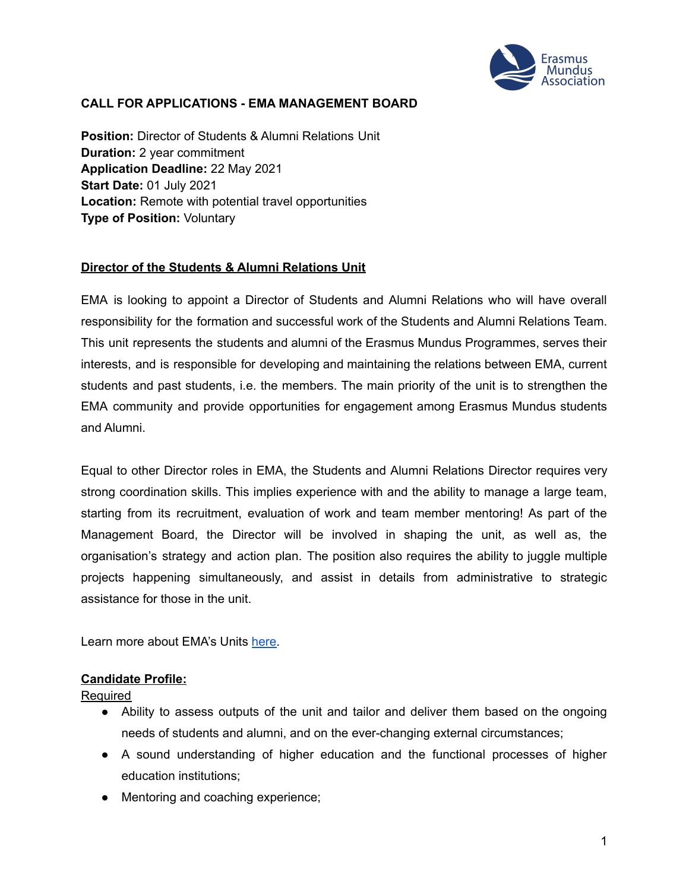# CALL FOR APPLICATIONS - EMA MANAGEMENT BOARD

**Position:** Director of Students & Alumni Relations Unit
**Duration:** 2 year commitment
**Application Deadline:** 22 May 2021
**Start Date:** 01 July 2021
**Location:** Remote with potential travel opportunities
**Type of Position:** Voluntary

## Director of the Students & Alumni Relations Unit

EMA is looking to appoint a Director of Students and Alumni Relations who will have overall responsibility for the formation and successful work of the Students and Alumni Relations Team. This unit represents the students and alumni of the Erasmus Mundus Programmes, serves their interests, and is responsible for developing and maintaining the relations between EMA, current students and past students, i.e. the members. The main priority of the unit is to strengthen the EMA community and provide opportunities for engagement among Erasmus Mundus students and Alumni.

Equal to other Director roles in EMA, the Students and Alumni Relations Director requires very strong coordination skills. This implies experience with and the ability to manage a large team, starting from its recruitment, evaluation of work and team member mentoring! As part of the Management Board, the Director will be involved in shaping the unit, as well as, the organisation's strategy and action plan. The position also requires the ability to juggle multiple projects happening simultaneously, and assist in details from administrative to strategic assistance for those in the unit.

Learn more about EMA's Units here.

## Candidate Profile:

### Required

- Ability to assess outputs of the unit and tailor and deliver them based on the ongoing needs of students and alumni, and on the ever-changing external circumstances;
- A sound understanding of higher education and the functional processes of higher education institutions;
- Mentoring and coaching experience;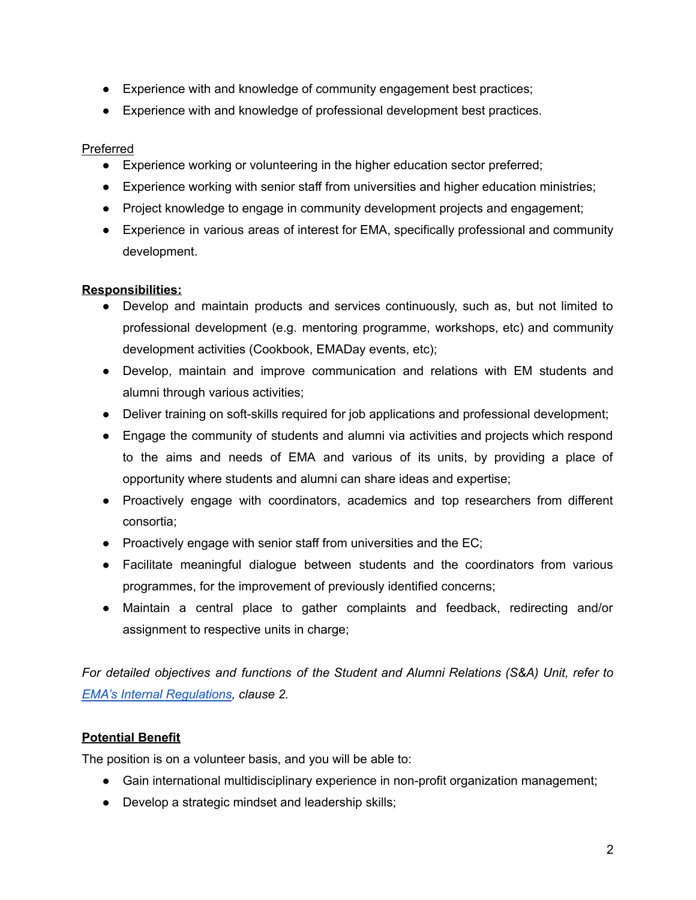- Experience with and knowledge of community engagement best practices;
- Experience with and knowledge of professional development best practices.

Preferred

- Experience working or volunteering in the higher education sector preferred;
- Experience working with senior staff from universities and higher education ministries;
- Project knowledge to engage in community development projects and engagement;
- Experience in various areas of interest for EMA, specifically professional and community development.

**Responsibilities:**

- Develop and maintain products and services continuously, such as, but not limited to professional development (e.g. mentoring programme, workshops, etc) and community development activities (Cookbook, EMADay events, etc);
- Develop, maintain and improve communication and relations with EM students and alumni through various activities;
- Deliver training on soft-skills required for job applications and professional development;
- Engage the community of students and alumni via activities and projects which respond to the aims and needs of EMA and various of its units, by providing a place of opportunity where students and alumni can share ideas and expertise;
- Proactively engage with coordinators, academics and top researchers from different consortia;
- Proactively engage with senior staff from universities and the EC;
- Facilitate meaningful dialogue between students and the coordinators from various programmes, for the improvement of previously identified concerns;
- Maintain a central place to gather complaints and feedback, redirecting and/or assignment to respective units in charge;

*For detailed objectives and functions of the Student and Alumni Relations (S&A) Unit, refer to EMA's Internal Regulations, clause 2.*

**Potential Benefit**

The position is on a volunteer basis, and you will be able to:

- Gain international multidisciplinary experience in non-profit organization management;
- Develop a strategic mindset and leadership skills;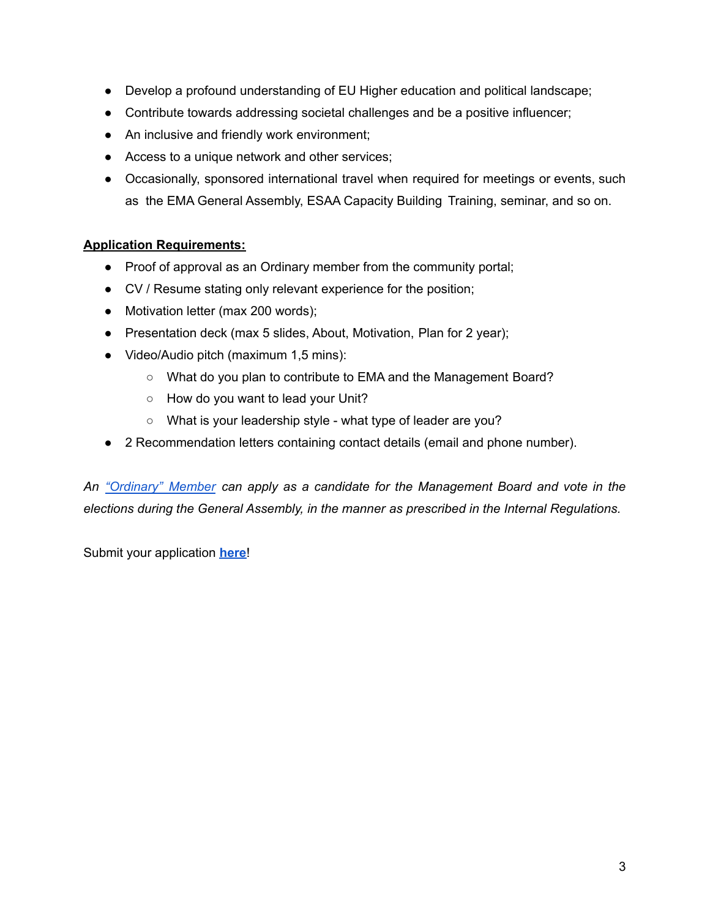- Develop a profound understanding of EU Higher education and political landscape;
- Contribute towards addressing societal challenges and be a positive influencer;
- An inclusive and friendly work environment;
- Access to a unique network and other services;
- Occasionally, sponsored international travel when required for meetings or events, such as the EMA General Assembly, ESAA Capacity Building Training, seminar, and so on.

**Application Requirements:**

- Proof of approval as an Ordinary member from the community portal;
- CV / Resume stating only relevant experience for the position;
- Motivation letter (max 200 words);
- Presentation deck (max 5 slides, About, Motivation, Plan for 2 year);
- Video/Audio pitch (maximum 1,5 mins):
  - What do you plan to contribute to EMA and the Management Board?
  - How do you want to lead your Unit?
  - What is your leadership style - what type of leader are you?
- 2 Recommendation letters containing contact details (email and phone number).

*An "Ordinary" Member can apply as a candidate for the Management Board and vote in the elections during the General Assembly, in the manner as prescribed in the Internal Regulations.*

Submit your application **here**!